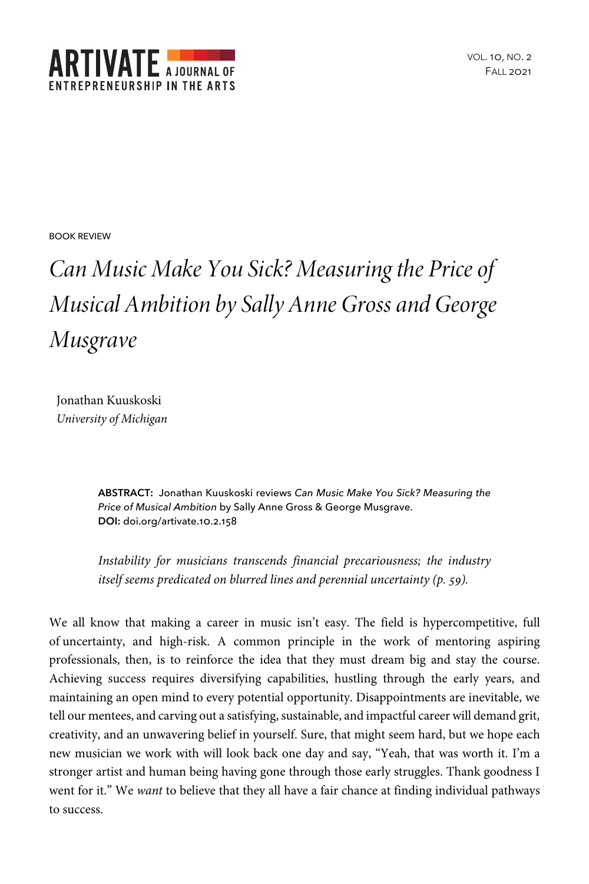BOOK REVIEW

# *Can Music Make You Sick? Measuring the Price of Musical Ambition by Sally Anne Gross and George Musgrave*

Jonathan Kuuskoski
*University of Michigan*

**ABSTRACT:** Jonathan Kuuskoski reviews *Can Music Make You Sick? Measuring the Price of Musical Ambition* by Sally Anne Gross & George Musgrave.
**DOI:** doi.org/artivate.10.2.158

> *Instability for musicians transcends financial precariousness; the industry itself seems predicated on blurred lines and perennial uncertainty (p. 59).*

We all know that making a career in music isn't easy. The field is hypercompetitive, full of uncertainty, and high-risk. A common principle in the work of mentoring aspiring professionals, then, is to reinforce the idea that they must dream big and stay the course. Achieving success requires diversifying capabilities, hustling through the early years, and maintaining an open mind to every potential opportunity. Disappointments are inevitable, we tell our mentees, and carving out a satisfying, sustainable, and impactful career will demand grit, creativity, and an unwavering belief in yourself. Sure, that might seem hard, but we hope each new musician we work with will look back one day and say, "Yeah, that was worth it. I'm a stronger artist and human being having gone through those early struggles. Thank goodness I went for it." We *want* to believe that they all have a fair chance at finding individual pathways to success.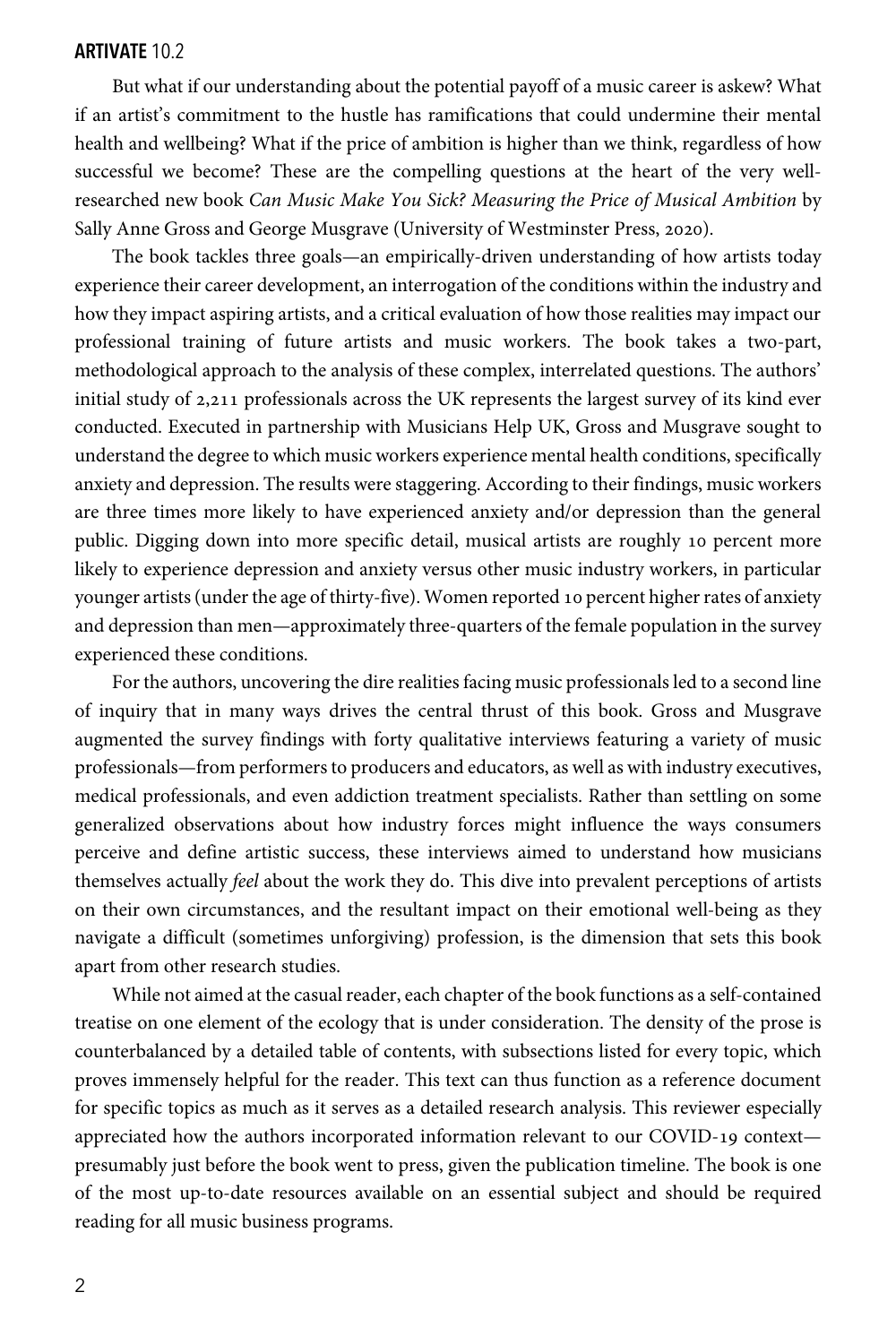But what if our understanding about the potential payoff of a music career is askew? What if an artist's commitment to the hustle has ramifications that could undermine their mental health and wellbeing? What if the price of ambition is higher than we think, regardless of how successful we become? These are the compelling questions at the heart of the very well-researched new book *Can Music Make You Sick? Measuring the Price of Musical Ambition* by Sally Anne Gross and George Musgrave (University of Westminster Press, 2020).

The book tackles three goals—an empirically-driven understanding of how artists today experience their career development, an interrogation of the conditions within the industry and how they impact aspiring artists, and a critical evaluation of how those realities may impact our professional training of future artists and music workers. The book takes a two-part, methodological approach to the analysis of these complex, interrelated questions. The authors' initial study of 2,211 professionals across the UK represents the largest survey of its kind ever conducted. Executed in partnership with Musicians Help UK, Gross and Musgrave sought to understand the degree to which music workers experience mental health conditions, specifically anxiety and depression. The results were staggering. According to their findings, music workers are three times more likely to have experienced anxiety and/or depression than the general public. Digging down into more specific detail, musical artists are roughly 10 percent more likely to experience depression and anxiety versus other music industry workers, in particular younger artists (under the age of thirty-five). Women reported 10 percent higher rates of anxiety and depression than men—approximately three-quarters of the female population in the survey experienced these conditions.

For the authors, uncovering the dire realities facing music professionals led to a second line of inquiry that in many ways drives the central thrust of this book. Gross and Musgrave augmented the survey findings with forty qualitative interviews featuring a variety of music professionals—from performers to producers and educators, as well as with industry executives, medical professionals, and even addiction treatment specialists. Rather than settling on some generalized observations about how industry forces might influence the ways consumers perceive and define artistic success, these interviews aimed to understand how musicians themselves actually *feel* about the work they do. This dive into prevalent perceptions of artists on their own circumstances, and the resultant impact on their emotional well-being as they navigate a difficult (sometimes unforgiving) profession, is the dimension that sets this book apart from other research studies.

While not aimed at the casual reader, each chapter of the book functions as a self-contained treatise on one element of the ecology that is under consideration. The density of the prose is counterbalanced by a detailed table of contents, with subsections listed for every topic, which proves immensely helpful for the reader. This text can thus function as a reference document for specific topics as much as it serves as a detailed research analysis. This reviewer especially appreciated how the authors incorporated information relevant to our COVID-19 context—presumably just before the book went to press, given the publication timeline. The book is one of the most up-to-date resources available on an essential subject and should be required reading for all music business programs.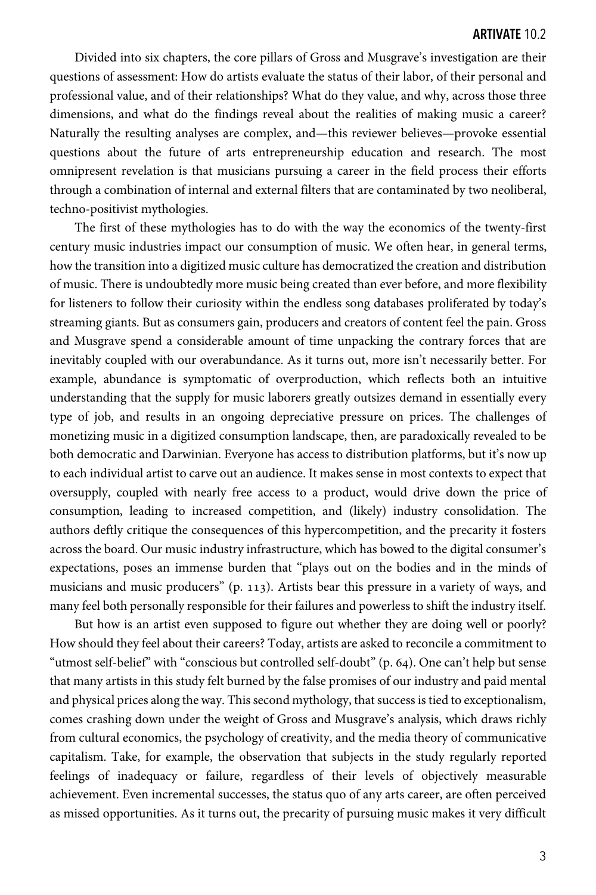Divided into six chapters, the core pillars of Gross and Musgrave's investigation are their questions of assessment: How do artists evaluate the status of their labor, of their personal and professional value, and of their relationships? What do they value, and why, across those three dimensions, and what do the findings reveal about the realities of making music a career? Naturally the resulting analyses are complex, and—this reviewer believes—provoke essential questions about the future of arts entrepreneurship education and research. The most omnipresent revelation is that musicians pursuing a career in the field process their efforts through a combination of internal and external filters that are contaminated by two neoliberal, techno-positivist mythologies.

The first of these mythologies has to do with the way the economics of the twenty-first century music industries impact our consumption of music. We often hear, in general terms, how the transition into a digitized music culture has democratized the creation and distribution of music. There is undoubtedly more music being created than ever before, and more flexibility for listeners to follow their curiosity within the endless song databases proliferated by today's streaming giants. But as consumers gain, producers and creators of content feel the pain. Gross and Musgrave spend a considerable amount of time unpacking the contrary forces that are inevitably coupled with our overabundance. As it turns out, more isn't necessarily better. For example, abundance is symptomatic of overproduction, which reflects both an intuitive understanding that the supply for music laborers greatly outsizes demand in essentially every type of job, and results in an ongoing depreciative pressure on prices. The challenges of monetizing music in a digitized consumption landscape, then, are paradoxically revealed to be both democratic and Darwinian. Everyone has access to distribution platforms, but it's now up to each individual artist to carve out an audience. It makes sense in most contexts to expect that oversupply, coupled with nearly free access to a product, would drive down the price of consumption, leading to increased competition, and (likely) industry consolidation. The authors deftly critique the consequences of this hypercompetition, and the precarity it fosters across the board. Our music industry infrastructure, which has bowed to the digital consumer's expectations, poses an immense burden that "plays out on the bodies and in the minds of musicians and music producers" (p. 113). Artists bear this pressure in a variety of ways, and many feel both personally responsible for their failures and powerless to shift the industry itself.

But how is an artist even supposed to figure out whether they are doing well or poorly? How should they feel about their careers? Today, artists are asked to reconcile a commitment to "utmost self-belief" with "conscious but controlled self-doubt" (p. 64). One can't help but sense that many artists in this study felt burned by the false promises of our industry and paid mental and physical prices along the way. This second mythology, that success is tied to exceptionalism, comes crashing down under the weight of Gross and Musgrave's analysis, which draws richly from cultural economics, the psychology of creativity, and the media theory of communicative capitalism. Take, for example, the observation that subjects in the study regularly reported feelings of inadequacy or failure, regardless of their levels of objectively measurable achievement. Even incremental successes, the status quo of any arts career, are often perceived as missed opportunities. As it turns out, the precarity of pursuing music makes it very difficult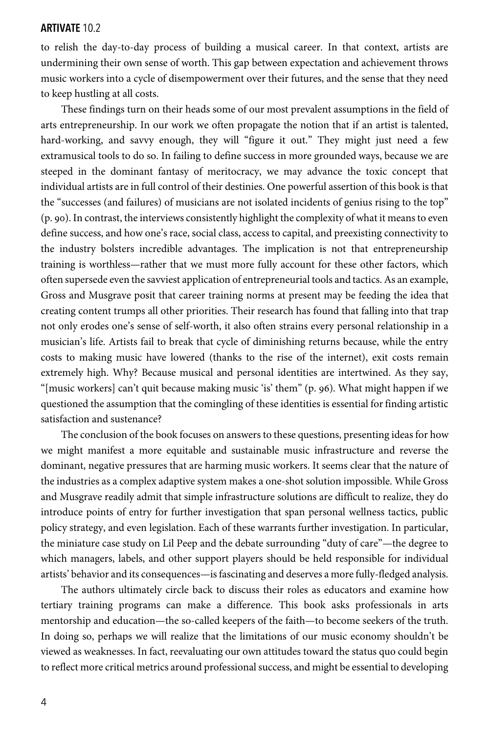to relish the day-to-day process of building a musical career. In that context, artists are undermining their own sense of worth. This gap between expectation and achievement throws music workers into a cycle of disempowerment over their futures, and the sense that they need to keep hustling at all costs.

These findings turn on their heads some of our most prevalent assumptions in the field of arts entrepreneurship. In our work we often propagate the notion that if an artist is talented, hard-working, and savvy enough, they will "figure it out." They might just need a few extramusical tools to do so. In failing to define success in more grounded ways, because we are steeped in the dominant fantasy of meritocracy, we may advance the toxic concept that individual artists are in full control of their destinies. One powerful assertion of this book is that the "successes (and failures) of musicians are not isolated incidents of genius rising to the top" (p. 90). In contrast, the interviews consistently highlight the complexity of what it means to even define success, and how one's race, social class, access to capital, and preexisting connectivity to the industry bolsters incredible advantages. The implication is not that entrepreneurship training is worthless—rather that we must more fully account for these other factors, which often supersede even the savviest application of entrepreneurial tools and tactics. As an example, Gross and Musgrave posit that career training norms at present may be feeding the idea that creating content trumps all other priorities. Their research has found that falling into that trap not only erodes one's sense of self-worth, it also often strains every personal relationship in a musician's life. Artists fail to break that cycle of diminishing returns because, while the entry costs to making music have lowered (thanks to the rise of the internet), exit costs remain extremely high. Why? Because musical and personal identities are intertwined. As they say, "[music workers] can't quit because making music 'is' them" (p. 96). What might happen if we questioned the assumption that the comingling of these identities is essential for finding artistic satisfaction and sustenance?

The conclusion of the book focuses on answers to these questions, presenting ideas for how we might manifest a more equitable and sustainable music infrastructure and reverse the dominant, negative pressures that are harming music workers. It seems clear that the nature of the industries as a complex adaptive system makes a one-shot solution impossible. While Gross and Musgrave readily admit that simple infrastructure solutions are difficult to realize, they do introduce points of entry for further investigation that span personal wellness tactics, public policy strategy, and even legislation. Each of these warrants further investigation. In particular, the miniature case study on Lil Peep and the debate surrounding "duty of care"—the degree to which managers, labels, and other support players should be held responsible for individual artists' behavior and its consequences—is fascinating and deserves a more fully-fledged analysis.

The authors ultimately circle back to discuss their roles as educators and examine how tertiary training programs can make a difference. This book asks professionals in arts mentorship and education—the so-called keepers of the faith—to become seekers of the truth. In doing so, perhaps we will realize that the limitations of our music economy shouldn't be viewed as weaknesses. In fact, reevaluating our own attitudes toward the status quo could begin to reflect more critical metrics around professional success, and might be essential to developing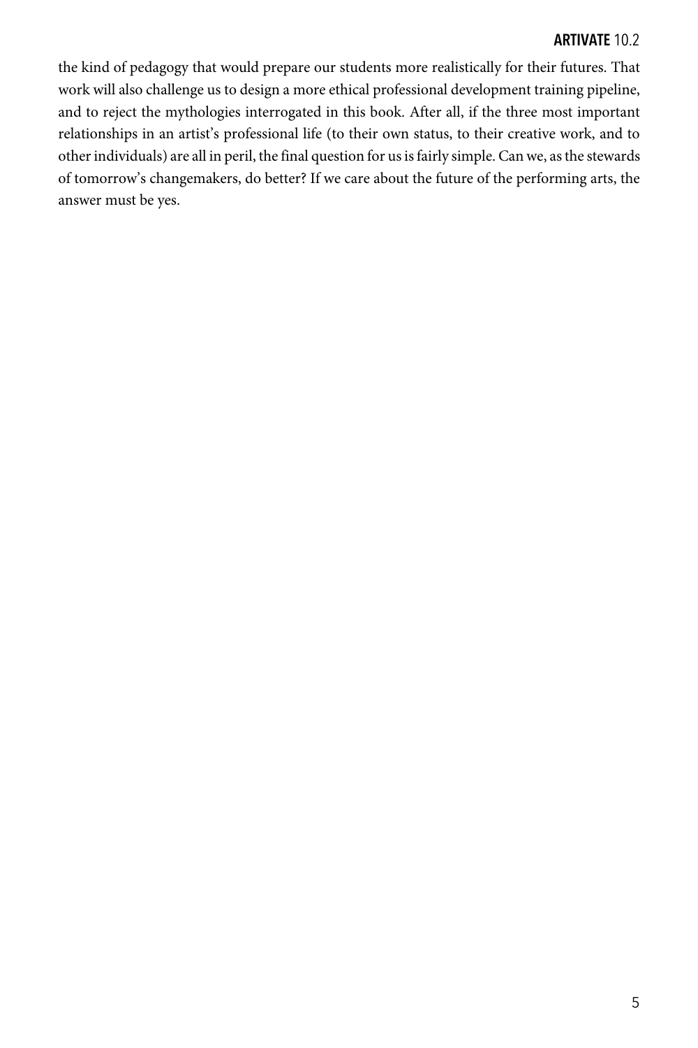the kind of pedagogy that would prepare our students more realistically for their futures. That work will also challenge us to design a more ethical professional development training pipeline, and to reject the mythologies interrogated in this book. After all, if the three most important relationships in an artist's professional life (to their own status, to their creative work, and to other individuals) are all in peril, the final question for us is fairly simple. Can we, as the stewards of tomorrow's changemakers, do better? If we care about the future of the performing arts, the answer must be yes.